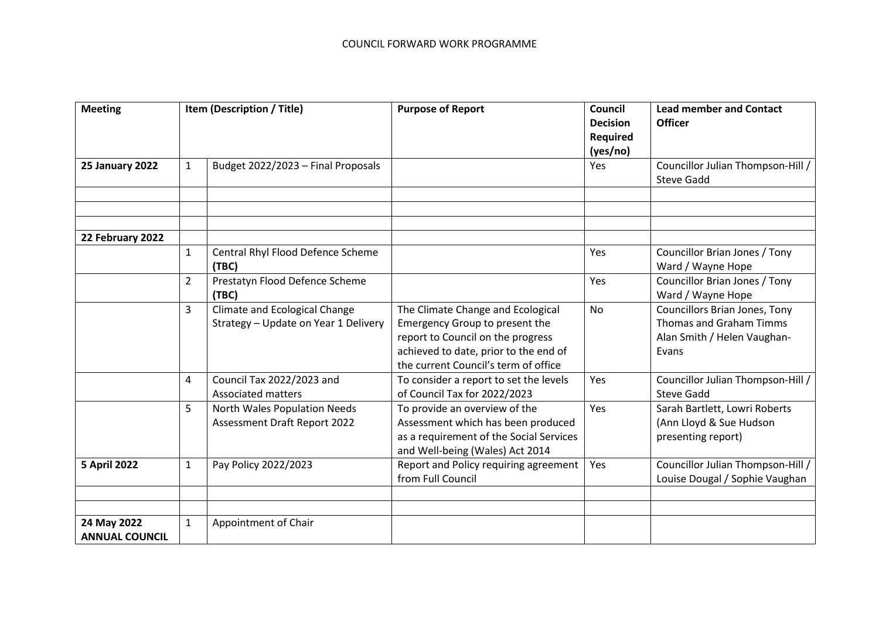COUNCIL FORWARD WORK PROGRAMME

| Meeting | Item (Description / Title) | | Purpose of Report | Council Decision Required (yes/no) | Lead member and Contact Officer |
|---|---|---|---|---|---|
| **25 January 2022** | 1 | Budget 2022/2023 – Final Proposals | | Yes | Councillor Julian Thompson-Hill / Steve Gadd |
| | | | | | |
| | | | | | |
| | | | | | |
| **22 February 2022** | | | | | |
| | 1 | Central Rhyl Flood Defence Scheme **(TBC)** | | Yes | Councillor Brian Jones / Tony Ward / Wayne Hope |
| | 2 | Prestatyn Flood Defence Scheme **(TBC)** | | Yes | Councillor Brian Jones / Tony Ward / Wayne Hope |
| | 3 | Climate and Ecological Change Strategy – Update on Year 1 Delivery | The Climate Change and Ecological Emergency Group to present the report to Council on the progress achieved to date, prior to the end of the current Council's term of office | No | Councillors Brian Jones, Tony Thomas and Graham Timms Alan Smith / Helen Vaughan-Evans |
| | 4 | Council Tax 2022/2023 and Associated matters | To consider a report to set the levels of Council Tax for 2022/2023 | Yes | Councillor Julian Thompson-Hill / Steve Gadd |
| | 5 | North Wales Population Needs Assessment Draft Report 2022 | To provide an overview of the Assessment which has been produced as a requirement of the Social Services and Well-being (Wales) Act 2014 | Yes | Sarah Bartlett, Lowri Roberts (Ann Lloyd & Sue Hudson presenting report) |
| **5 April 2022** | 1 | Pay Policy 2022/2023 | Report and Policy requiring agreement from Full Council | Yes | Councillor Julian Thompson-Hill / Louise Dougal / Sophie Vaughan |
| | | | | | |
| | | | | | |
| **24 May 2022 ANNUAL COUNCIL** | 1 | Appointment of Chair | | | |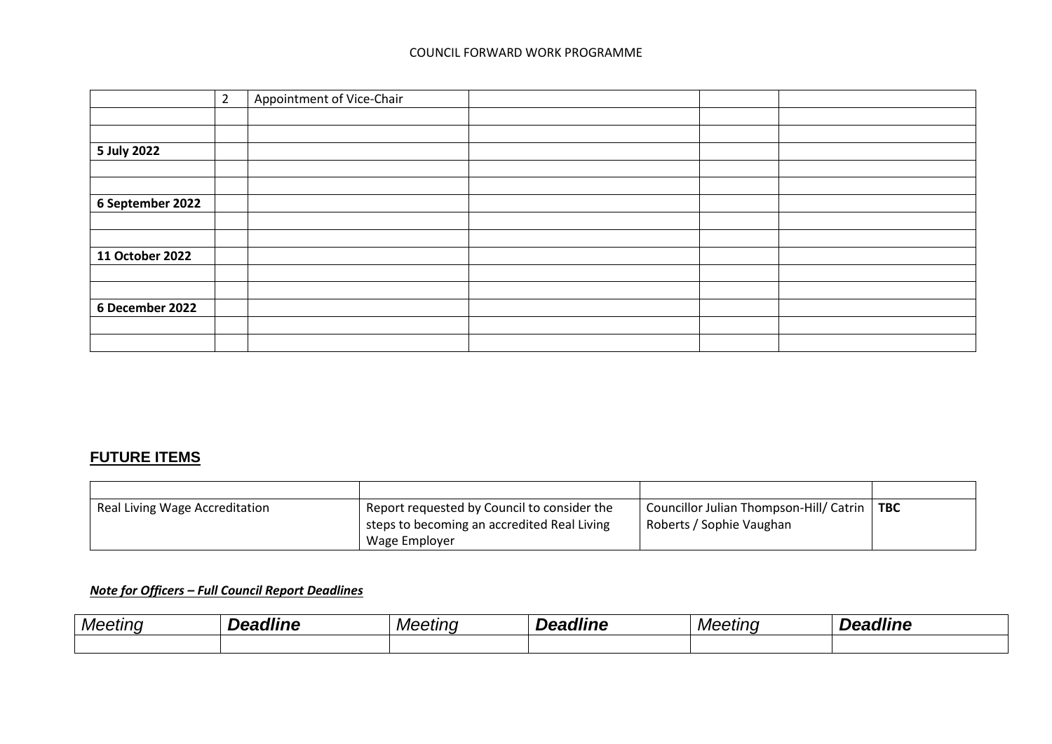| | | | | | |
|---|---|---|---|---|---|
| | 2 | Appointment of Vice-Chair | | | |
| | | | | | |
| | | | | | |
| **5 July 2022** | | | | | |
| | | | | | |
| | | | | | |
| **6 September 2022** | | | | | |
| | | | | | |
| | | | | | |
| **11 October 2022** | | | | | |
| | | | | | |
| | | | | | |
| **6 December 2022** | | | | | |
| | | | | | |
| | | | | | |

## FUTURE ITEMS

| | | | |
|---|---|---|---|
| Real Living Wage Accreditation | Report requested by Council to consider the steps to becoming an accredited Real Living Wage Employer | Councillor Julian Thompson-Hill/ Catrin Roberts / Sophie Vaughan | **TBC** |

***Note for Officers – Full Council Report Deadlines***

| *Meeting* | ***Deadline*** | *Meeting* | ***Deadline*** | *Meeting* | ***Deadline*** |
|---|---|---|---|---|---|
| | | | | | |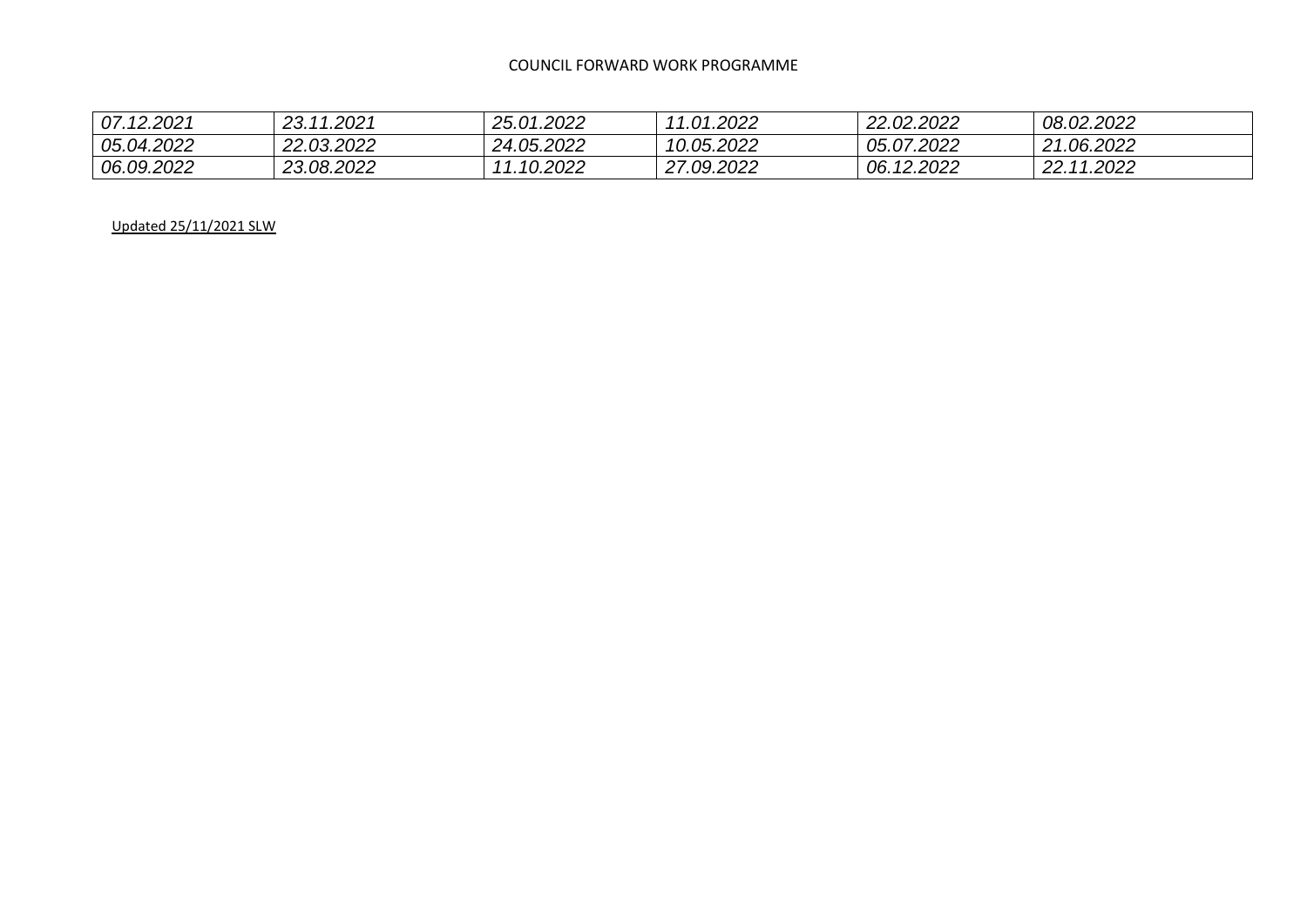COUNCIL FORWARD WORK PROGRAMME

| | | | | | |
|---|---|---|---|---|---|
| *07.12.2021* | *23.11.2021* | *25.01.2022* | *11.01.2022* | *22.02.2022* | *08.02.2022* |
| *05.04.2022* | *22.03.2022* | *24.05.2022* | *10.05.2022* | *05.07.2022* | *21.06.2022* |
| *06.09.2022* | *23.08.2022* | *11.10.2022* | *27.09.2022* | *06.12.2022* | *22.11.2022* |

Updated 25/11/2021 SLW